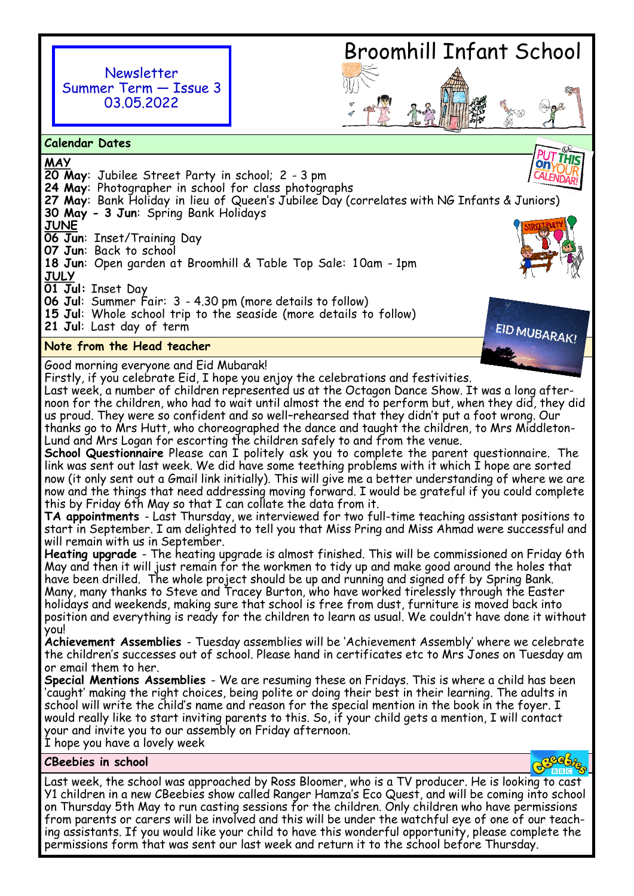# Broomhill Infant School

Newsletter
Summer Term — Issue 3
03.05.2022

## Calendar Dates

**MAY**

**20 May**: Jubilee Street Party in school; 2 - 3 pm
**24 May**: Photographer in school for class photographs
**27 May**: Bank Holiday in lieu of Queen's Jubilee Day (correlates with NG Infants & Juniors)
**30 May - 3 Jun**: Spring Bank Holidays

**JUNE**

**06 Jun**: Inset/Training Day
**07 Jun**: Back to school
**18 Jun**: Open garden at Broomhill & Table Top Sale: 10am - 1pm

**JULY**

**01 Jul:** Inset Day
**06 Jul**: Summer Fair: 3 - 4.30 pm (more details to follow)
**15 Jul**: Whole school trip to the seaside (more details to follow)
**21 Jul**: Last day of term

## Note from the Head teacher

Good morning everyone and Eid Mubarak!

Firstly, if you celebrate Eid, I hope you enjoy the celebrations and festivities.

Last week, a number of children represented us at the Octagon Dance Show. It was a long afternoon for the children, who had to wait until almost the end to perform but, when they did, they did us proud. They were so confident and so well-rehearsed that they didn't put a foot wrong. Our thanks go to Mrs Hutt, who choreographed the dance and taught the children, to Mrs Middleton-Lund and Mrs Logan for escorting the children safely to and from the venue.

**School Questionnaire** Please can I politely ask you to complete the parent questionnaire. The link was sent out last week. We did have some teething problems with it which I hope are sorted now (it only sent out a Gmail link initially). This will give me a better understanding of where we are now and the things that need addressing moving forward. I would be grateful if you could complete this by Friday 6th May so that I can collate the data from it.

**TA appointments** - Last Thursday, we interviewed for two full-time teaching assistant positions to start in September. I am delighted to tell you that Miss Pring and Miss Ahmad were successful and will remain with us in September.

**Heating upgrade** - The heating upgrade is almost finished. This will be commissioned on Friday 6th May and then it will just remain for the workmen to tidy up and make good around the holes that have been drilled. The whole project should be up and running and signed off by Spring Bank. Many, many thanks to Steve and Tracey Burton, who have worked tirelessly through the Easter holidays and weekends, making sure that school is free from dust, furniture is moved back into position and everything is ready for the children to learn as usual. We couldn't have done it without you!

**Achievement Assemblies** - Tuesday assemblies will be 'Achievement Assembly' where we celebrate the children's successes out of school. Please hand in certificates etc to Mrs Jones on Tuesday am or email them to her.

**Special Mentions Assemblies** - We are resuming these on Fridays. This is where a child has been 'caught' making the right choices, being polite or doing their best in their learning. The adults in school will write the child's name and reason for the special mention in the book in the foyer. I would really like to start inviting parents to this. So, if your child gets a mention, I will contact your and invite you to our assembly on Friday afternoon.

I hope you have a lovely week

## CBeebies in school

Last week, the school was approached by Ross Bloomer, who is a TV producer. He is looking to cast Y1 children in a new CBeebies show called Ranger Hamza's Eco Quest, and will be coming into school on Thursday 5th May to run casting sessions for the children. Only children who have permissions from parents or carers will be involved and this will be under the watchful eye of one of our teaching assistants. If you would like your child to have this wonderful opportunity, please complete the permissions form that was sent our last week and return it to the school before Thursday.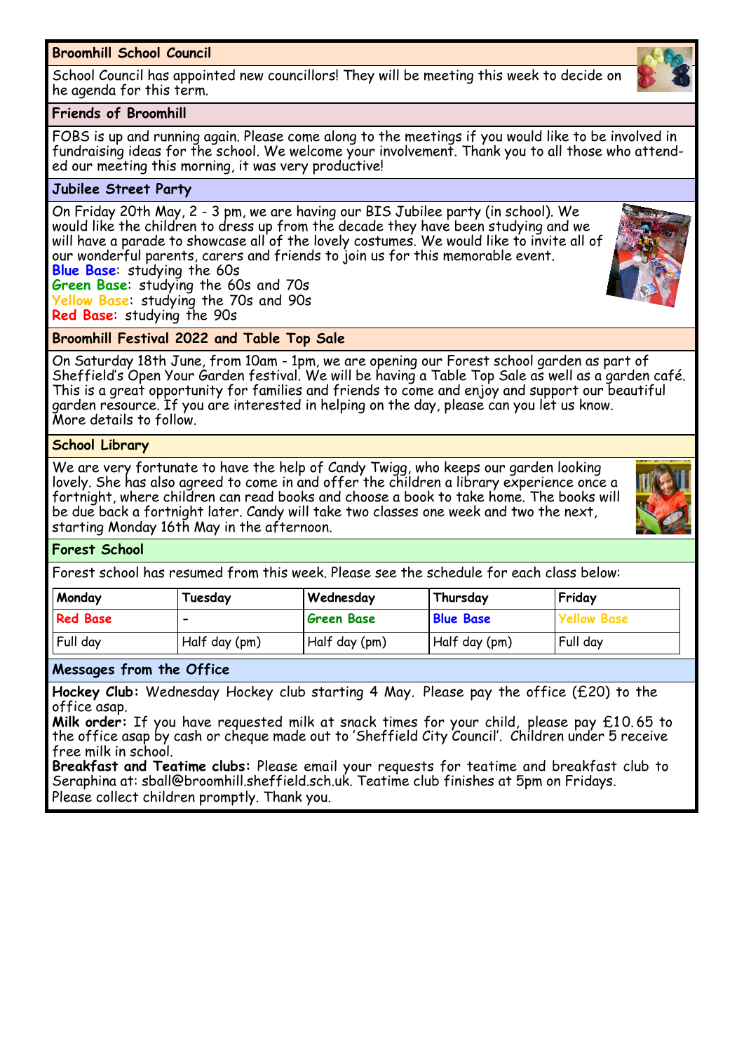## Broomhill School Council

School Council has appointed new councillors! They will be meeting this week to decide on he agenda for this term.

## Friends of Broomhill

FOBS is up and running again. Please come along to the meetings if you would like to be involved in fundraising ideas for the school. We welcome your involvement. Thank you to all those who attended our meeting this morning, it was very productive!

## Jubilee Street Party

On Friday 20th May, 2 - 3 pm, we are having our BIS Jubilee party (in school). We would like the children to dress up from the decade they have been studying and we will have a parade to showcase all of the lovely costumes. We would like to invite all of our wonderful parents, carers and friends to join us for this memorable event.

**Blue Base**: studying the 60s
**Green Base**: studying the 60s and 70s
**Yellow Base**: studying the 70s and 90s
**Red Base**: studying the 90s

## Broomhill Festival 2022 and Table Top Sale

On Saturday 18th June, from 10am - 1pm, we are opening our Forest school garden as part of Sheffield's Open Your Garden festival. We will be having a Table Top Sale as well as a garden café. This is a great opportunity for families and friends to come and enjoy and support our beautiful garden resource. If you are interested in helping on the day, please can you let us know. More details to follow.

## School Library

We are very fortunate to have the help of Candy Twigg, who keeps our garden looking lovely. She has also agreed to come in and offer the children a library experience once a fortnight, where children can read books and choose a book to take home. The books will be due back a fortnight later. Candy will take two classes one week and two the next, starting Monday 16th May in the afternoon.

## Forest School

Forest school has resumed from this week. Please see the schedule for each class below:

| Monday | Tuesday | Wednesday | Thursday | Friday |
|---|---|---|---|---|
| **Red Base** | - | **Green Base** | **Blue Base** | **Yellow Base** |
| Full day | Half day (pm) | Half day (pm) | Half day (pm) | Full day |

## Messages from the Office

**Hockey Club:** Wednesday Hockey club starting 4 May. Please pay the office (£20) to the office asap.

**Milk order:** If you have requested milk at snack times for your child, please pay £10.65 to the office asap by cash or cheque made out to 'Sheffield City Council'. Children under 5 receive free milk in school.

**Breakfast and Teatime clubs:** Please email your requests for teatime and breakfast club to Seraphina at: sball@broomhill.sheffield.sch.uk. Teatime club finishes at 5pm on Fridays. Please collect children promptly. Thank you.